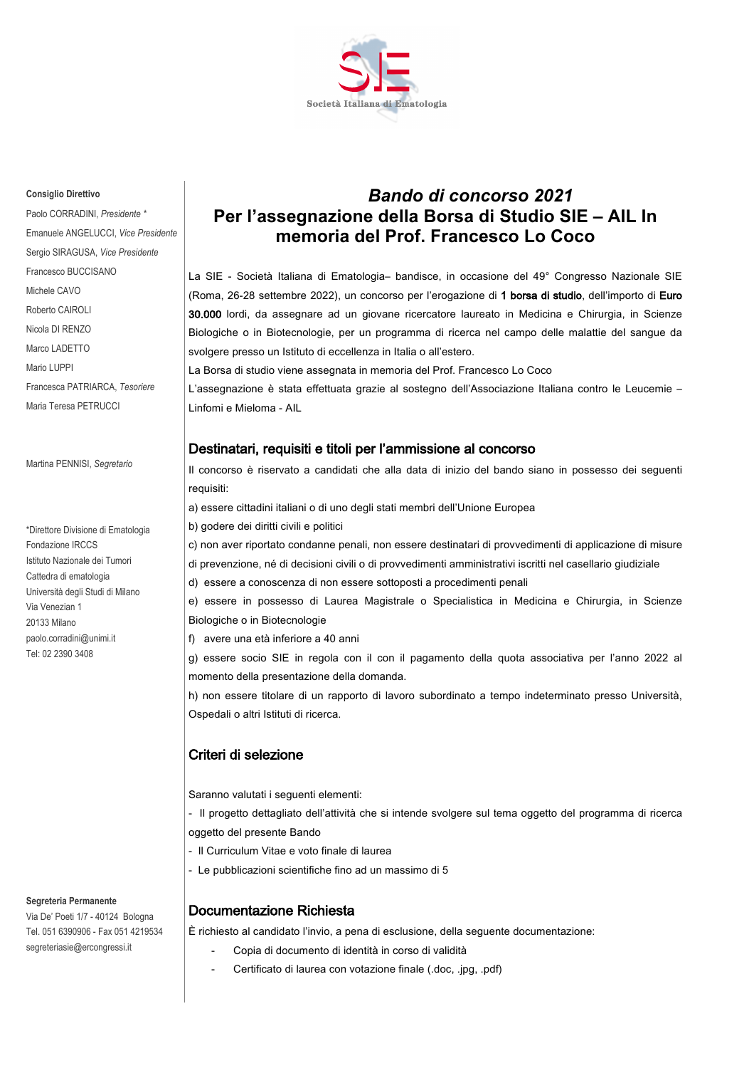Società Italiana di Ematologia

**Consiglio Direttivo**

Paolo CORRADINI, *Presidente* *

Emanuele ANGELUCCI, *Vice Presidente*

Sergio SIRAGUSA, *Vice Presidente*

Francesco BUCCISANO

Michele CAVO

Roberto CAIROLI

Nicola DI RENZO

Marco LADETTO

Mario LUPPI

Francesca PATRIARCA, *Tesoriere*

Maria Teresa PETRUCCI

Martina PENNISI, *Segretario*

*Direttore Divisione di Ematologia
Fondazione IRCCS
Istituto Nazionale dei Tumori
Cattedra di ematologia
Università degli Studi di Milano
Via Venezian 1
20133 Milano
paolo.corradini@unimi.it
Tel: 02 2390 3408

**Segreteria Permanente**
Via De' Poeti 1/7 - 40124 Bologna
Tel. 051 6390906 - Fax 051 4219534
segreteriasie@ercongressi.it

# *Bando di concorso 2021*
# Per l'assegnazione della Borsa di Studio SIE – AIL In memoria del Prof. Francesco Lo Coco

La SIE - Società Italiana di Ematologia– bandisce, in occasione del 49° Congresso Nazionale SIE (Roma, 26-28 settembre 2022), un concorso per l'erogazione di **1 borsa di studio**, dell'importo di **Euro 30.000** lordi, da assegnare ad un giovane ricercatore laureato in Medicina e Chirurgia, in Scienze Biologiche o in Biotecnologie, per un programma di ricerca nel campo delle malattie del sangue da svolgere presso un Istituto di eccellenza in Italia o all'estero.

La Borsa di studio viene assegnata in memoria del Prof. Francesco Lo Coco

L'assegnazione è stata effettuata grazie al sostegno dell'Associazione Italiana contro le Leucemie – Linfomi e Mieloma - AIL

## Destinatari, requisiti e titoli per l'ammissione al concorso

Il concorso è riservato a candidati che alla data di inizio del bando siano in possesso dei seguenti requisiti:

a) essere cittadini italiani o di uno degli stati membri dell'Unione Europea

b) godere dei diritti civili e politici

c) non aver riportato condanne penali, non essere destinatari di provvedimenti di applicazione di misure di prevenzione, né di decisioni civili o di provvedimenti amministrativi iscritti nel casellario giudiziale

d) essere a conoscenza di non essere sottoposti a procedimenti penali

e) essere in possesso di Laurea Magistrale o Specialistica in Medicina e Chirurgia, in Scienze Biologiche o in Biotecnologie

f) avere una età inferiore a 40 anni

g) essere socio SIE in regola con il con il pagamento della quota associativa per l'anno 2022 al momento della presentazione della domanda.

h) non essere titolare di un rapporto di lavoro subordinato a tempo indeterminato presso Università, Ospedali o altri Istituti di ricerca.

## Criteri di selezione

Saranno valutati i seguenti elementi:

- Il progetto dettagliato dell'attività che si intende svolgere sul tema oggetto del programma di ricerca oggetto del presente Bando
- Il Curriculum Vitae e voto finale di laurea
- Le pubblicazioni scientifiche fino ad un massimo di 5

## Documentazione Richiesta

È richiesto al candidato l'invio, a pena di esclusione, della seguente documentazione:

- Copia di documento di identità in corso di validità
- Certificato di laurea con votazione finale (.doc, .jpg, .pdf)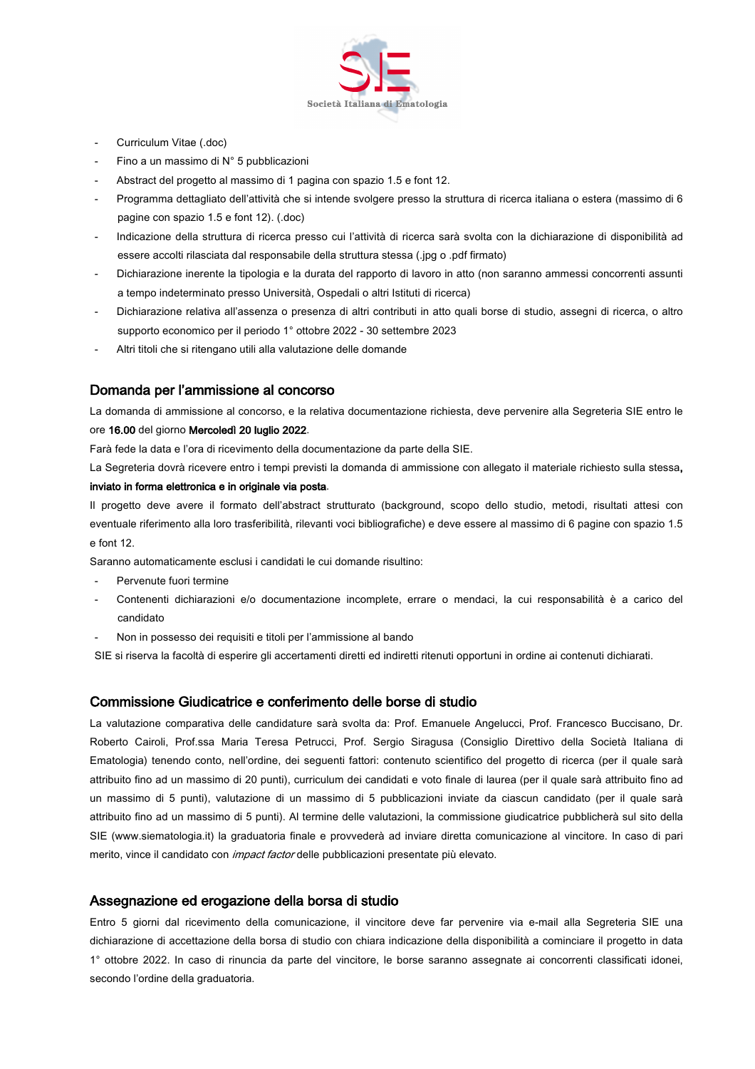- Curriculum Vitae (.doc)
- Fino a un massimo di N° 5 pubblicazioni
- Abstract del progetto al massimo di 1 pagina con spazio 1.5 e font 12.
- Programma dettagliato dell'attività che si intende svolgere presso la struttura di ricerca italiana o estera (massimo di 6 pagine con spazio 1.5 e font 12). (.doc)
- Indicazione della struttura di ricerca presso cui l'attività di ricerca sarà svolta con la dichiarazione di disponibilità ad essere accolti rilasciata dal responsabile della struttura stessa (.jpg o .pdf firmato)
- Dichiarazione inerente la tipologia e la durata del rapporto di lavoro in atto (non saranno ammessi concorrenti assunti a tempo indeterminato presso Università, Ospedali o altri Istituti di ricerca)
- Dichiarazione relativa all'assenza o presenza di altri contributi in atto quali borse di studio, assegni di ricerca, o altro supporto economico per il periodo 1° ottobre 2022 - 30 settembre 2023
- Altri titoli che si ritengano utili alla valutazione delle domande

## Domanda per l'ammissione al concorso

La domanda di ammissione al concorso, e la relativa documentazione richiesta, deve pervenire alla Segreteria SIE entro le ore **16.00** del giorno **Mercoledì 20 luglio 2022**.

Farà fede la data e l'ora di ricevimento della documentazione da parte della SIE.

La Segreteria dovrà ricevere entro i tempi previsti la domanda di ammissione con allegato il materiale richiesto sulla stessa**, inviato in forma elettronica e in originale via posta**.

Il progetto deve avere il formato dell'abstract strutturato (background, scopo dello studio, metodi, risultati attesi con eventuale riferimento alla loro trasferibilità, rilevanti voci bibliografiche) e deve essere al massimo di 6 pagine con spazio 1.5 e font 12.

Saranno automaticamente esclusi i candidati le cui domande risultino:

- Pervenute fuori termine
- Contenenti dichiarazioni e/o documentazione incomplete, errare o mendaci, la cui responsabilità è a carico del candidato
- Non in possesso dei requisiti e titoli per l'ammissione al bando

SIE si riserva la facoltà di esperire gli accertamenti diretti ed indiretti ritenuti opportuni in ordine ai contenuti dichiarati.

## Commissione Giudicatrice e conferimento delle borse di studio

La valutazione comparativa delle candidature sarà svolta da: Prof. Emanuele Angelucci, Prof. Francesco Buccisano, Dr. Roberto Cairoli, Prof.ssa Maria Teresa Petrucci, Prof. Sergio Siragusa (Consiglio Direttivo della Società Italiana di Ematologia) tenendo conto, nell'ordine, dei seguenti fattori: contenuto scientifico del progetto di ricerca (per il quale sarà attribuito fino ad un massimo di 20 punti), curriculum dei candidati e voto finale di laurea (per il quale sarà attribuito fino ad un massimo di 5 punti), valutazione di un massimo di 5 pubblicazioni inviate da ciascun candidato (per il quale sarà attribuito fino ad un massimo di 5 punti). Al termine delle valutazioni, la commissione giudicatrice pubblicherà sul sito della SIE (www.siematologia.it) la graduatoria finale e provvederà ad inviare diretta comunicazione al vincitore. In caso di pari merito, vince il candidato con *impact factor* delle pubblicazioni presentate più elevato.

## Assegnazione ed erogazione della borsa di studio

Entro 5 giorni dal ricevimento della comunicazione, il vincitore deve far pervenire via e-mail alla Segreteria SIE una dichiarazione di accettazione della borsa di studio con chiara indicazione della disponibilità a cominciare il progetto in data 1° ottobre 2022. In caso di rinuncia da parte del vincitore, le borse saranno assegnate ai concorrenti classificati idonei, secondo l'ordine della graduatoria.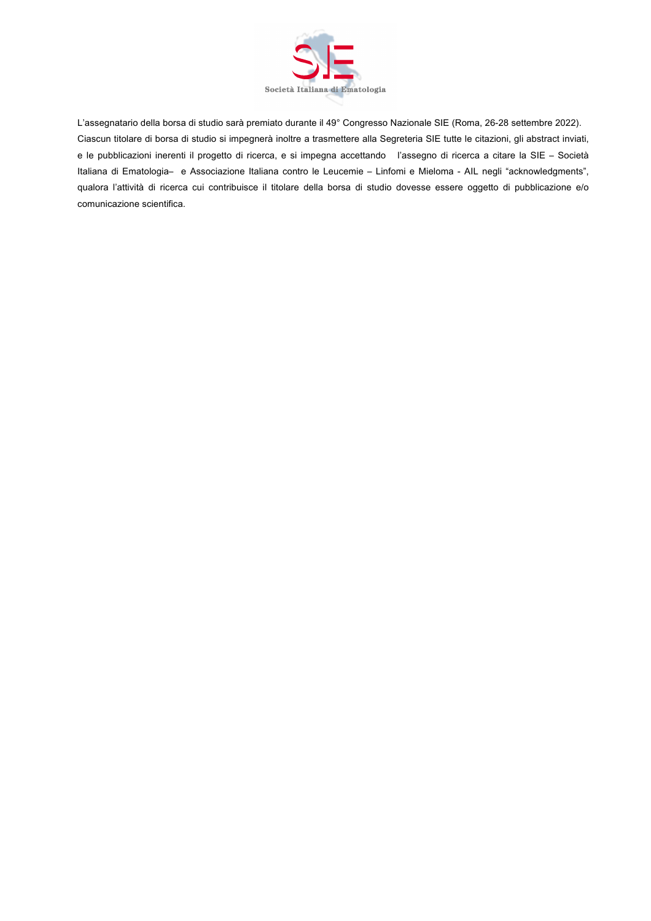L'assegnatario della borsa di studio sarà premiato durante il 49° Congresso Nazionale SIE (Roma, 26-28 settembre 2022). Ciascun titolare di borsa di studio si impegnerà inoltre a trasmettere alla Segreteria SIE tutte le citazioni, gli abstract inviati, e le pubblicazioni inerenti il progetto di ricerca, e si impegna accettando l'assegno di ricerca a citare la SIE – Società Italiana di Ematologia– e Associazione Italiana contro le Leucemie – Linfomi e Mieloma - AIL negli "acknowledgments", qualora l'attività di ricerca cui contribuisce il titolare della borsa di studio dovesse essere oggetto di pubblicazione e/o comunicazione scientifica.